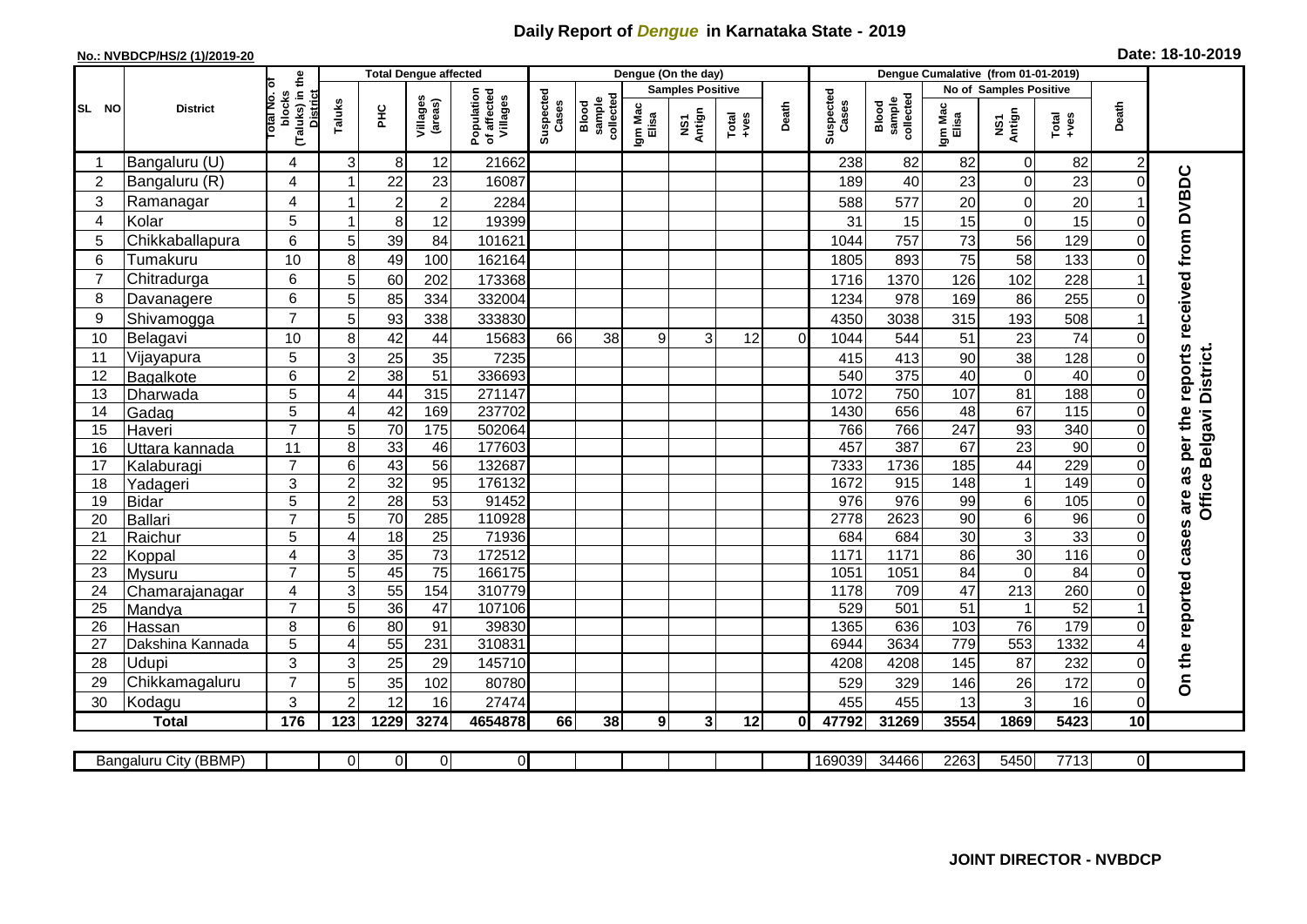# Daily Report of *Dengue* in Karnataka State - 2019

**No.: NVBDCP/HS/2 (1)/2019-20**

**Date: 18-10-2019**

| SL NO | District | Total No. of blocks (Taluks) in the District | Total Dengue affected | | | | Dengue (On the day) | | | | | | | Dengue Cumalative (from 01-01-2019) | | | | | | | |
|---|---|---|---|---|---|---|---|---|---|---|---|---|---|---|---|---|---|---|---|---|
| | | | Taluks | PHC | Villages (areas) | Population of affected Villages | Suspected Cases | Blood sample collected | Samples Positive | | | Death | Suspected Cases | Blood sample collected | No of Samples Positive | | | Death | |
| | | | | | | | | | Igm Mac Elisa | NS1 Antign | Total +ves | | | | Igm Mac Elisa | NS1 Antign | Total +ves | | |
| 1 | Bangaluru (U) | 4 | 3 | 8 | 12 | 21662 | | | | | | | 238 | 82 | 82 | 0 | 82 | 2 | On the reported cases are as per the reports received from DVBDC Office Belgavi District. |
| 2 | Bangaluru (R) | 4 | 1 | 22 | 23 | 16087 | | | | | | | 189 | 40 | 23 | 0 | 23 | 0 | |
| 3 | Ramanagar | 4 | 1 | 2 | 2 | 2284 | | | | | | | 588 | 577 | 20 | 0 | 20 | 1 | |
| 4 | Kolar | 5 | 1 | 8 | 12 | 19399 | | | | | | | 31 | 15 | 15 | 0 | 15 | 0 | |
| 5 | Chikkaballapura | 6 | 5 | 39 | 84 | 101621 | | | | | | | 1044 | 757 | 73 | 56 | 129 | 0 | |
| 6 | Tumakuru | 10 | 8 | 49 | 100 | 162164 | | | | | | | 1805 | 893 | 75 | 58 | 133 | 0 | |
| 7 | Chitradurga | 6 | 5 | 60 | 202 | 173368 | | | | | | | 1716 | 1370 | 126 | 102 | 228 | 1 | |
| 8 | Davanagere | 6 | 5 | 85 | 334 | 332004 | | | | | | | 1234 | 978 | 169 | 86 | 255 | 0 | |
| 9 | Shivamogga | 7 | 5 | 93 | 338 | 333830 | | | | | | | 4350 | 3038 | 315 | 193 | 508 | 1 | |
| 10 | Belagavi | 10 | 8 | 42 | 44 | 15683 | 66 | 38 | 9 | 3 | 12 | 0 | 1044 | 544 | 51 | 23 | 74 | 0 | |
| 11 | Vijayapura | 5 | 3 | 25 | 35 | 7235 | | | | | | | 415 | 413 | 90 | 38 | 128 | 0 | |
| 12 | Bagalkote | 6 | 2 | 38 | 51 | 336693 | | | | | | | 540 | 375 | 40 | 0 | 40 | 0 | |
| 13 | Dharwada | 5 | 4 | 44 | 315 | 271147 | | | | | | | 1072 | 750 | 107 | 81 | 188 | 0 | |
| 14 | Gadag | 5 | 4 | 42 | 169 | 237702 | | | | | | | 1430 | 656 | 48 | 67 | 115 | 0 | |
| 15 | Haveri | 7 | 5 | 70 | 175 | 502064 | | | | | | | 766 | 766 | 247 | 93 | 340 | 0 | |
| 16 | Uttara kannada | 11 | 8 | 33 | 46 | 177603 | | | | | | | 457 | 387 | 67 | 23 | 90 | 0 | |
| 17 | Kalaburagi | 7 | 6 | 43 | 56 | 132687 | | | | | | | 7333 | 1736 | 185 | 44 | 229 | 0 | |
| 18 | Yadageri | 3 | 2 | 32 | 95 | 176132 | | | | | | | 1672 | 915 | 148 | 1 | 149 | 0 | |
| 19 | Bidar | 5 | 2 | 28 | 53 | 91452 | | | | | | | 976 | 976 | 99 | 6 | 105 | 0 | |
| 20 | Ballari | 7 | 5 | 70 | 285 | 110928 | | | | | | | 2778 | 2623 | 90 | 6 | 96 | 0 | |
| 21 | Raichur | 5 | 4 | 18 | 25 | 71936 | | | | | | | 684 | 684 | 30 | 3 | 33 | 0 | |
| 22 | Koppal | 4 | 3 | 35 | 73 | 172512 | | | | | | | 1171 | 1171 | 86 | 30 | 116 | 0 | |
| 23 | Mysuru | 7 | 5 | 45 | 75 | 166175 | | | | | | | 1051 | 1051 | 84 | 0 | 84 | 0 | |
| 24 | Chamarajanagar | 4 | 3 | 55 | 154 | 310779 | | | | | | | 1178 | 709 | 47 | 213 | 260 | 0 | |
| 25 | Mandya | 7 | 5 | 36 | 47 | 107106 | | | | | | | 529 | 501 | 51 | 1 | 52 | 1 | |
| 26 | Hassan | 8 | 6 | 80 | 91 | 39830 | | | | | | | 1365 | 636 | 103 | 76 | 179 | 0 | |
| 27 | Dakshina Kannada | 5 | 4 | 55 | 231 | 310831 | | | | | | | 6944 | 3634 | 779 | 553 | 1332 | 4 | |
| 28 | Udupi | 3 | 3 | 25 | 29 | 145710 | | | | | | | 4208 | 4208 | 145 | 87 | 232 | 0 | |
| 29 | Chikkamagaluru | 7 | 5 | 35 | 102 | 80780 | | | | | | | 529 | 329 | 146 | 26 | 172 | 0 | |
| 30 | Kodagu | 3 | 2 | 12 | 16 | 27474 | | | | | | | 455 | 455 | 13 | 3 | 16 | 0 | |
| **Total** | | **176** | **123** | **1229** | **3274** | **4654878** | **66** | **38** | **9** | **3** | **12** | **0** | **47792** | **31269** | **3554** | **1869** | **5423** | **10** | |

| Bangaluru City (BBMP) | | 0 | 0 | 0 | 0 | | | | | | | 169039 | 34466 | 2263 | 5450 | 7713 | 0 | |
|---|---|---|---|---|---|---|---|---|---|---|---|---|---|---|---|---|---|---|

**JOINT DIRECTOR - NVBDCP**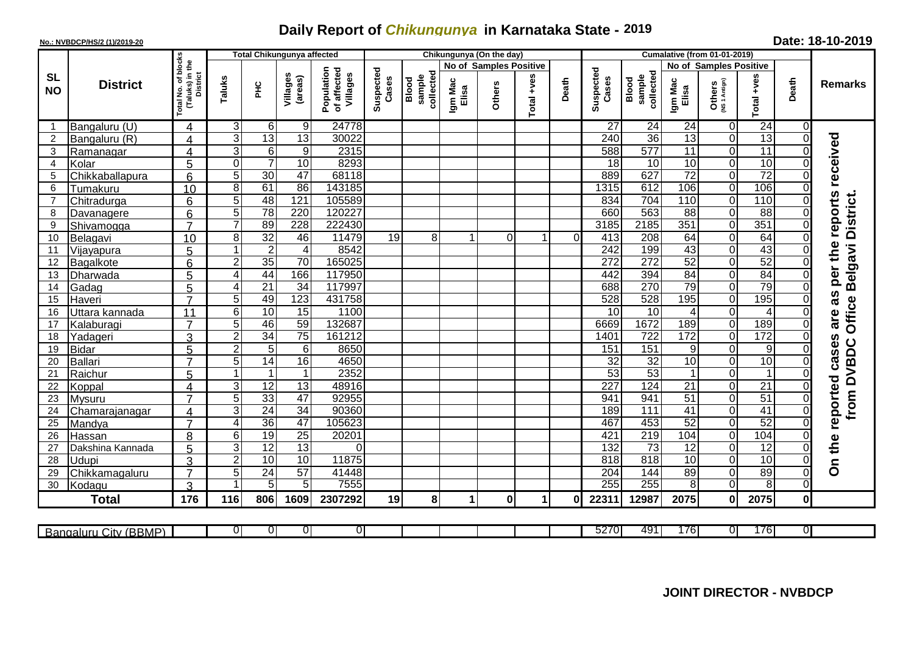# Daily Report of *Chikungunya* in Karnataka State - 2019

**No.: NVBDCP/HS/2 (1)/2019-20**

**Date: 18-10-2019**

| SL NO | District | Total No. of blocks (Taluks) in the District | Total Chikungunya affected | | | | Chikungunya (On the day) | | | | | | | Cumalative (from 01-01-2019) | | | | | | | Remarks |
|---|---|---|---|---|---|---|---|---|---|---|---|---|---|---|---|---|---|---|---|---|---|
| | | | Taluks | PHC | Villages (areas) | Population of affected Villages | Suspected Cases | Blood sample collected | No of Samples Positive | | | Death | Suspected Cases | Blood sample collected | No of Samples Positive | | | Death | |
| | | | | | | | | | Igm Mac Elisa | Others | Total +ves | | | | Igm Mac Elisa | Others (NS1 Antign) | Total +ves | | |
| 1 | Bangaluru (U) | 4 | 3 | 6 | 9 | 24778 | | | | | | | 27 | 24 | 24 | 0 | 24 | 0 | On the reported cases are as per the reports received from DVBDC Office Belgavi District. |
| 2 | Bangaluru (R) | 4 | 3 | 13 | 13 | 30022 | | | | | | | 240 | 36 | 13 | 0 | 13 | 0 | |
| 3 | Ramanagar | 4 | 3 | 6 | 9 | 2315 | | | | | | | 588 | 577 | 11 | 0 | 11 | 0 | |
| 4 | Kolar | 5 | 0 | 7 | 10 | 8293 | | | | | | | 18 | 10 | 10 | 0 | 10 | 0 | |
| 5 | Chikkaballapura | 6 | 5 | 30 | 47 | 68118 | | | | | | | 889 | 627 | 72 | 0 | 72 | 0 | |
| 6 | Tumakuru | 10 | 8 | 61 | 86 | 143185 | | | | | | | 1315 | 612 | 106 | 0 | 106 | 0 | |
| 7 | Chitradurga | 6 | 5 | 48 | 121 | 105589 | | | | | | | 834 | 704 | 110 | 0 | 110 | 0 | |
| 8 | Davanagere | 6 | 5 | 78 | 220 | 120227 | | | | | | | 660 | 563 | 88 | 0 | 88 | 0 | |
| 9 | Shivamogga | 7 | 7 | 89 | 228 | 222430 | | | | | | | 3185 | 2185 | 351 | 0 | 351 | 0 | |
| 10 | Belagavi | 10 | 8 | 32 | 46 | 11479 | 19 | 8 | 1 | 0 | 1 | 0 | 413 | 208 | 64 | 0 | 64 | 0 | |
| 11 | Vijayapura | 5 | 1 | 2 | 4 | 8542 | | | | | | | 242 | 199 | 43 | 0 | 43 | 0 | |
| 12 | Bagalkote | 6 | 2 | 35 | 70 | 165025 | | | | | | | 272 | 272 | 52 | 0 | 52 | 0 | |
| 13 | Dharwada | 5 | 4 | 44 | 166 | 117950 | | | | | | | 442 | 394 | 84 | 0 | 84 | 0 | |
| 14 | Gadag | 5 | 4 | 21 | 34 | 117997 | | | | | | | 688 | 270 | 79 | 0 | 79 | 0 | |
| 15 | Haveri | 7 | 5 | 49 | 123 | 431758 | | | | | | | 528 | 528 | 195 | 0 | 195 | 0 | |
| 16 | Uttara kannada | 11 | 6 | 10 | 15 | 1100 | | | | | | | 10 | 10 | 4 | 0 | 4 | 0 | |
| 17 | Kalaburagi | 7 | 5 | 46 | 59 | 132687 | | | | | | | 6669 | 1672 | 189 | 0 | 189 | 0 | |
| 18 | Yadageri | 3 | 2 | 34 | 75 | 161212 | | | | | | | 1401 | 722 | 172 | 0 | 172 | 0 | |
| 19 | Bidar | 5 | 2 | 5 | 6 | 8650 | | | | | | | 151 | 151 | 9 | 0 | 9 | 0 | |
| 20 | Ballari | 7 | 5 | 14 | 16 | 4650 | | | | | | | 32 | 32 | 10 | 0 | 10 | 0 | |
| 21 | Raichur | 5 | 1 | 1 | 1 | 2352 | | | | | | | 53 | 53 | 1 | 0 | 1 | 0 | |
| 22 | Koppal | 4 | 3 | 12 | 13 | 48916 | | | | | | | 227 | 124 | 21 | 0 | 21 | 0 | |
| 23 | Mysuru | 7 | 5 | 33 | 47 | 92955 | | | | | | | 941 | 941 | 51 | 0 | 51 | 0 | |
| 24 | Chamarajanagar | 4 | 3 | 24 | 34 | 90360 | | | | | | | 189 | 111 | 41 | 0 | 41 | 0 | |
| 25 | Mandya | 7 | 4 | 36 | 47 | 105623 | | | | | | | 467 | 453 | 52 | 0 | 52 | 0 | |
| 26 | Hassan | 8 | 6 | 19 | 25 | 20201 | | | | | | | 421 | 219 | 104 | 0 | 104 | 0 | |
| 27 | Dakshina Kannada | 5 | 3 | 12 | 13 | 0 | | | | | | | 132 | 73 | 12 | 0 | 12 | 0 | |
| 28 | Udupi | 3 | 2 | 10 | 10 | 11875 | | | | | | | 818 | 818 | 10 | 0 | 10 | 0 | |
| 29 | Chikkamagaluru | 7 | 5 | 24 | 57 | 41448 | | | | | | | 204 | 144 | 89 | 0 | 89 | 0 | |
| 30 | Kodagu | 3 | 1 | 5 | 5 | 7555 | | | | | | | 255 | 255 | 8 | 0 | 8 | 0 | |
| **Total** | | **176** | **116** | **806** | **1609** | **2307292** | **19** | **8** | **1** | **0** | **1** | **0** | **22311** | **12987** | **2075** | **0** | **2075** | **0** | |

| | | | | | | | | | | | | | | | | | | |
|---|---|---|---|---|---|---|---|---|---|---|---|---|---|---|---|---|---|---|
| Bangaluru City (BBMP) | | 0 | 0 | 0 | 0 | | | | | | | 5270 | 491 | 176 | 0 | 176 | 0 | |

**JOINT DIRECTOR - NVBDCP**